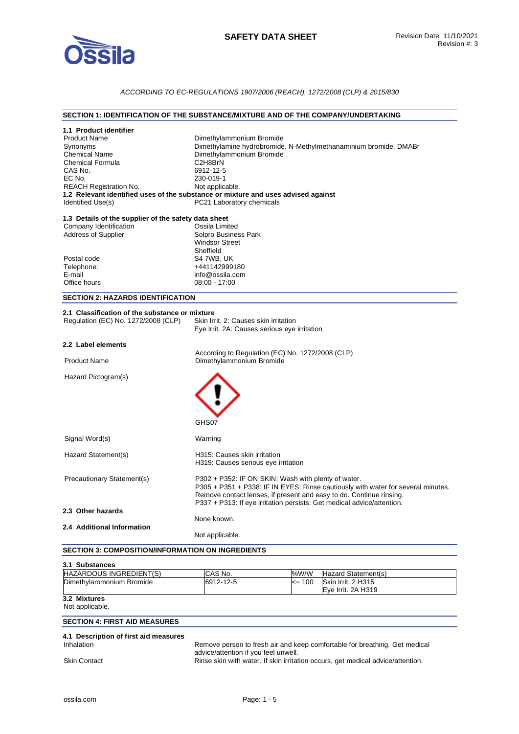# SAFETY DATA SHEET

Revision Date: 11/10/2021
Revision #: 3

*ACCORDING TO EC-REGULATIONS 1907/2006 (REACH), 1272/2008 (CLP) & 2015/830*

## SECTION 1: IDENTIFICATION OF THE SUBSTANCE/MIXTURE AND OF THE COMPANY/UNDERTAKING

### 1.1 Product identifier

| | |
|---|---|
| Product Name | Dimethylammonium Bromide |
| Synonyms | Dimethylamine hydrobromide, N-Methylmethanaminium bromide, DMABr |
| Chemical Name | Dimethylammonium Bromide |
| Chemical Formula | C2H8BrN |
| CAS No. | 6912-12-5 |
| EC No. | 230-019-1 |
| REACH Registration No. | Not applicable. |

### 1.2 Relevant identified uses of the substance or mixture and uses advised against

| | |
|---|---|
| Identified Use(s) | PC21 Laboratory chemicals |

### 1.3 Details of the supplier of the safety data sheet

| | |
|---|---|
| Company Identification | Ossila Limited |
| Address of Supplier | Solpro Business Park<br>Windsor Street<br>Sheffield |
| Postal code | S4 7WB, UK |
| Telephone: | +441142999180 |
| E-mail | info@ossila.com |
| Office hours | 08:00 - 17:00 |

## SECTION 2: HAZARDS IDENTIFICATION

### 2.1 Classification of the substance or mixture

| | |
|---|---|
| Regulation (EC) No. 1272/2008 (CLP) | Skin Irrit. 2: Causes skin irritation<br>Eye Irrit. 2A: Causes serious eye irritation |

### 2.2 Label elements

According to Regulation (EC) No. 1272/2008 (CLP)

| | |
|---|---|
| Product Name | Dimethylammonium Bromide |
| Hazard Pictogram(s) | GHS07 |
| Signal Word(s) | Warning |
| Hazard Statement(s) | H315: Causes skin irritation<br>H319: Causes serious eye irritation |
| Precautionary Statement(s) | P302 + P352: IF ON SKIN: Wash with plenty of water.<br>P305 + P351 + P338: IF IN EYES: Rinse cautiously with water for several minutes. Remove contact lenses, if present and easy to do. Continue rinsing.<br>P337 + P313: If eye irritation persists: Get medical advice/attention. |

### 2.3 Other hazards

None known.

### 2.4 Additional Information

Not applicable.

## SECTION 3: COMPOSITION/INFORMATION ON INGREDIENTS

### 3.1 Substances

| HAZARDOUS INGREDIENT(S) | CAS No. | %W/W | Hazard Statement(s) |
|---|---|---|---|
| Dimethylammonium Bromide | 6912-12-5 | <= 100 | Skin Irrit. 2 H315<br>Eye Irrit. 2A H319 |

### 3.2 Mixtures

Not applicable.

## SECTION 4: FIRST AID MEASURES

### 4.1 Description of first aid measures

| | |
|---|---|
| Inhalation | Remove person to fresh air and keep comfortable for breathing. Get medical advice/attention if you feel unwell. |
| Skin Contact | Rinse skin with water. If skin irritation occurs, get medical advice/attention. |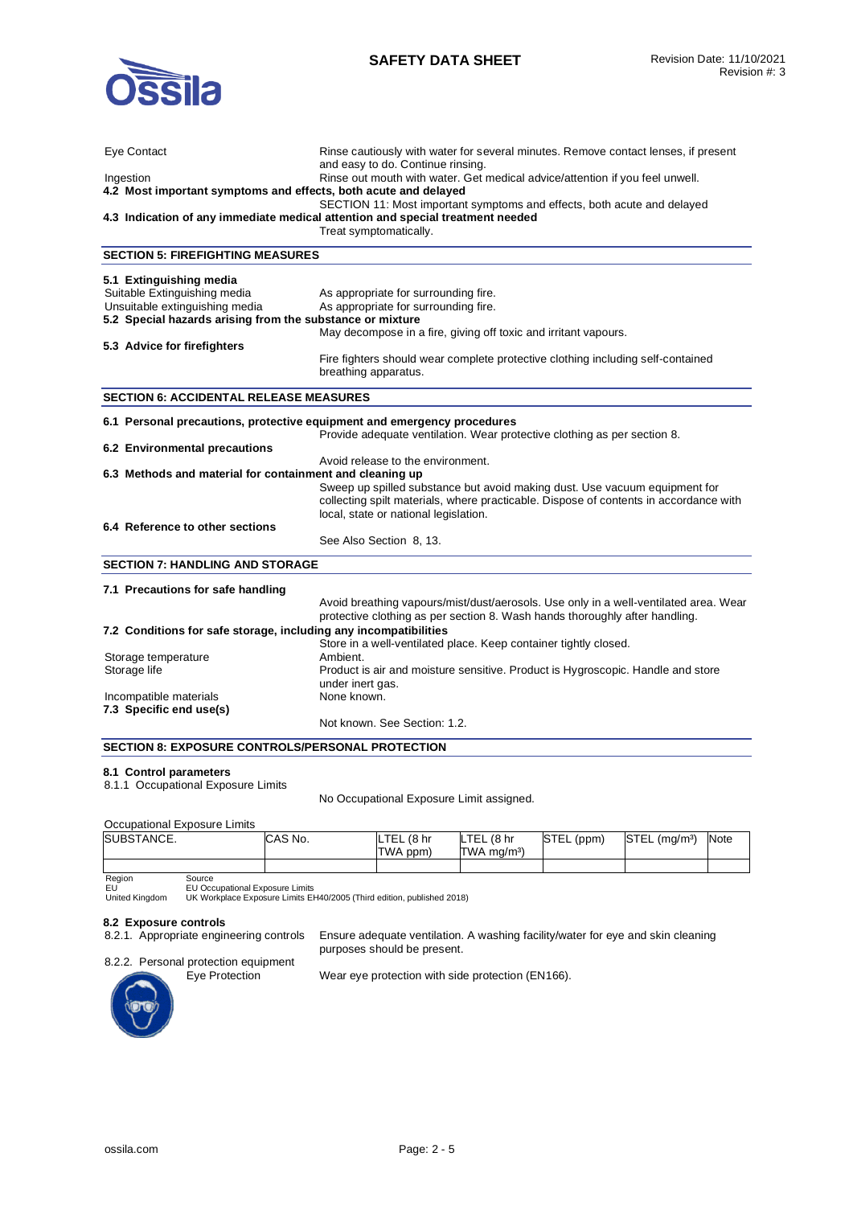| | |
|---|---|
| Eye Contact | Rinse cautiously with water for several minutes. Remove contact lenses, if present and easy to do. Continue rinsing. |
| Ingestion | Rinse out mouth with water. Get medical advice/attention if you feel unwell. |

**4.2 Most important symptoms and effects, both acute and delayed**

SECTION 11: Most important symptoms and effects, both acute and delayed

**4.3 Indication of any immediate medical attention and special treatment needed**

Treat symptomatically.

## SECTION 5: FIREFIGHTING MEASURES

**5.1 Extinguishing media**

| | |
|---|---|
| Suitable Extinguishing media | As appropriate for surrounding fire. |
| Unsuitable extinguishing media | As appropriate for surrounding fire. |

**5.2 Special hazards arising from the substance or mixture**

May decompose in a fire, giving off toxic and irritant vapours.

**5.3 Advice for firefighters**

Fire fighters should wear complete protective clothing including self-contained breathing apparatus.

## SECTION 6: ACCIDENTAL RELEASE MEASURES

**6.1 Personal precautions, protective equipment and emergency procedures**

Provide adequate ventilation. Wear protective clothing as per section 8.

**6.2 Environmental precautions**

Avoid release to the environment.

**6.3 Methods and material for containment and cleaning up**

Sweep up spilled substance but avoid making dust. Use vacuum equipment for collecting spilt materials, where practicable. Dispose of contents in accordance with local, state or national legislation.

**6.4 Reference to other sections**

See Also Section 8, 13.

## SECTION 7: HANDLING AND STORAGE

**7.1 Precautions for safe handling**

Avoid breathing vapours/mist/dust/aerosols. Use only in a well-ventilated area. Wear protective clothing as per section 8. Wash hands thoroughly after handling.

**7.2 Conditions for safe storage, including any incompatibilities**

Store in a well-ventilated place. Keep container tightly closed.

| | |
|---|---|
| Storage temperature | Ambient. |
| Storage life | Product is air and moisture sensitive. Product is Hygroscopic. Handle and store under inert gas. |
| Incompatible materials | None known. |

**7.3 Specific end use(s)**

Not known. See Section: 1.2.

## SECTION 8: EXPOSURE CONTROLS/PERSONAL PROTECTION

**8.1 Control parameters**

8.1.1 Occupational Exposure Limits

No Occupational Exposure Limit assigned.

Occupational Exposure Limits

| SUBSTANCE. | CAS No. | LTEL (8 hr TWA ppm) | LTEL (8 hr TWA mg/m³) | STEL (ppm) | STEL (mg/m³) | Note |
|---|---|---|---|---|---|---|
| | | | | | | |

| Region | Source |
|---|---|
| EU | EU Occupational Exposure Limits |
| United Kingdom | UK Workplace Exposure Limits EH40/2005 (Third edition, published 2018) |

**8.2 Exposure controls**

8.2.1. Appropriate engineering controls: Ensure adequate ventilation. A washing facility/water for eye and skin cleaning purposes should be present.

8.2.2. Personal protection equipment

Eye Protection: Wear eye protection with side protection (EN166).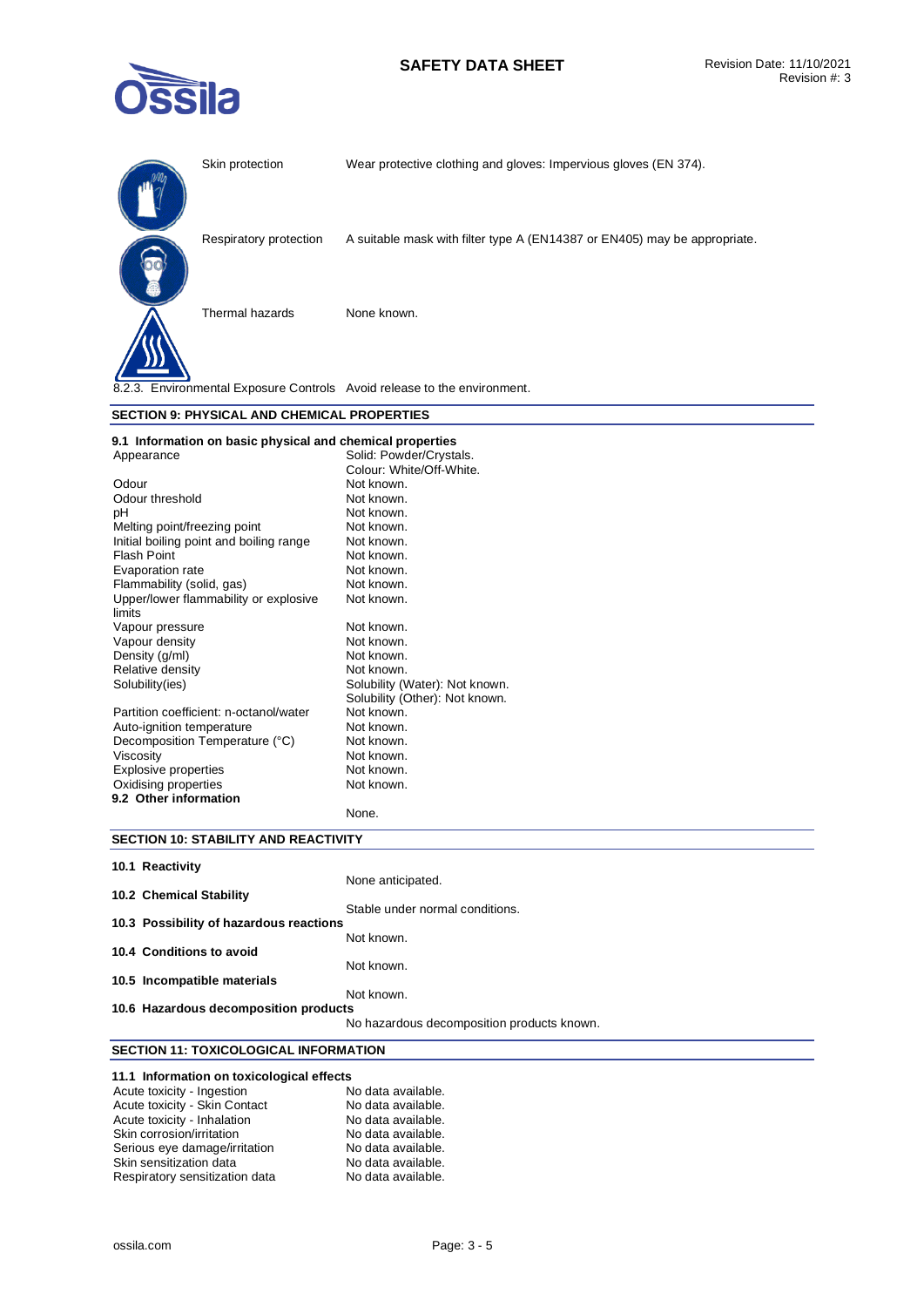| | |
|---|---|
| Skin protection | Wear protective clothing and gloves: Impervious gloves (EN 374). |
| Respiratory protection | A suitable mask with filter type A (EN14387 or EN405) may be appropriate. |
| Thermal hazards | None known. |

8.2.3. Environmental Exposure Controls Avoid release to the environment.

## SECTION 9: PHYSICAL AND CHEMICAL PROPERTIES

### 9.1 Information on basic physical and chemical properties

| | |
|---|---|
| Appearance | Solid: Powder/Crystals.<br>Colour: White/Off-White. |
| Odour | Not known. |
| Odour threshold | Not known. |
| pH | Not known. |
| Melting point/freezing point | Not known. |
| Initial boiling point and boiling range | Not known. |
| Flash Point | Not known. |
| Evaporation rate | Not known. |
| Flammability (solid, gas) | Not known. |
| Upper/lower flammability or explosive limits | Not known. |
| Vapour pressure | Not known. |
| Vapour density | Not known. |
| Density (g/ml) | Not known. |
| Relative density | Not known. |
| Solubility(ies) | Solubility (Water): Not known.<br>Solubility (Other): Not known. |
| Partition coefficient: n-octanol/water | Not known. |
| Auto-ignition temperature | Not known. |
| Decomposition Temperature (°C) | Not known. |
| Viscosity | Not known. |
| Explosive properties | Not known. |
| Oxidising properties | Not known. |

### 9.2 Other information

None.

## SECTION 10: STABILITY AND REACTIVITY

### 10.1 Reactivity

None anticipated.

### 10.2 Chemical Stability

Stable under normal conditions.

### 10.3 Possibility of hazardous reactions

Not known.

### 10.4 Conditions to avoid

Not known.

### 10.5 Incompatible materials

Not known.

### 10.6 Hazardous decomposition products

No hazardous decomposition products known.

## SECTION 11: TOXICOLOGICAL INFORMATION

### 11.1 Information on toxicological effects

| | |
|---|---|
| Acute toxicity - Ingestion | No data available. |
| Acute toxicity - Skin Contact | No data available. |
| Acute toxicity - Inhalation | No data available. |
| Skin corrosion/irritation | No data available. |
| Serious eye damage/irritation | No data available. |
| Skin sensitization data | No data available. |
| Respiratory sensitization data | No data available. |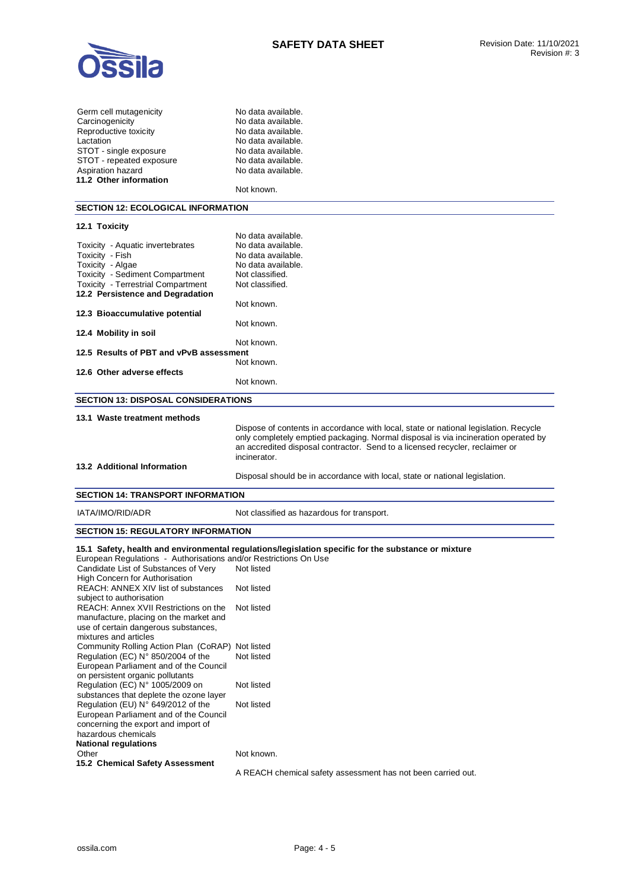| | |
|---|---|
| Germ cell mutagenicity | No data available. |
| Carcinogenicity | No data available. |
| Reproductive toxicity | No data available. |
| Lactation | No data available. |
| STOT - single exposure | No data available. |
| STOT - repeated exposure | No data available. |
| Aspiration hazard | No data available. |

**11.2 Other information**

Not known.

## SECTION 12: ECOLOGICAL INFORMATION

**12.1 Toxicity**

| | |
|---|---|
| | No data available. |
| Toxicity - Aquatic invertebrates | No data available. |
| Toxicity - Fish | No data available. |
| Toxicity - Algae | No data available. |
| Toxicity - Sediment Compartment | Not classified. |
| Toxicity - Terrestrial Compartment | Not classified. |

**12.2 Persistence and Degradation**

Not known.

**12.3 Bioaccumulative potential**

Not known.

**12.4 Mobility in soil**

Not known.

**12.5 Results of PBT and vPvB assessment**

Not known.

**12.6 Other adverse effects**

Not known.

## SECTION 13: DISPOSAL CONSIDERATIONS

**13.1 Waste treatment methods**

Dispose of contents in accordance with local, state or national legislation. Recycle only completely emptied packaging. Normal disposal is via incineration operated by an accredited disposal contractor. Send to a licensed recycler, reclaimer or incinerator.

**13.2 Additional Information**

Disposal should be in accordance with local, state or national legislation.

## SECTION 14: TRANSPORT INFORMATION

| | |
|---|---|
| IATA/IMO/RID/ADR | Not classified as hazardous for transport. |

## SECTION 15: REGULATORY INFORMATION

**15.1 Safety, health and environmental regulations/legislation specific for the substance or mixture**

European Regulations - Authorisations and/or Restrictions On Use

| | |
|---|---|
| Candidate List of Substances of Very High Concern for Authorisation | Not listed |
| REACH: ANNEX XIV list of substances subject to authorisation | Not listed |
| REACH: Annex XVII Restrictions on the manufacture, placing on the market and use of certain dangerous substances, mixtures and articles | Not listed |
| Community Rolling Action Plan (CoRAP) | Not listed |
| Regulation (EC) N° 850/2004 of the European Parliament and of the Council on persistent organic pollutants | Not listed |
| Regulation (EC) N° 1005/2009 on substances that deplete the ozone layer | Not listed |
| Regulation (EU) N° 649/2012 of the European Parliament and of the Council concerning the export and import of hazardous chemicals | Not listed |

**National regulations**

| | |
|---|---|
| Other | Not known. |

**15.2 Chemical Safety Assessment**

A REACH chemical safety assessment has not been carried out.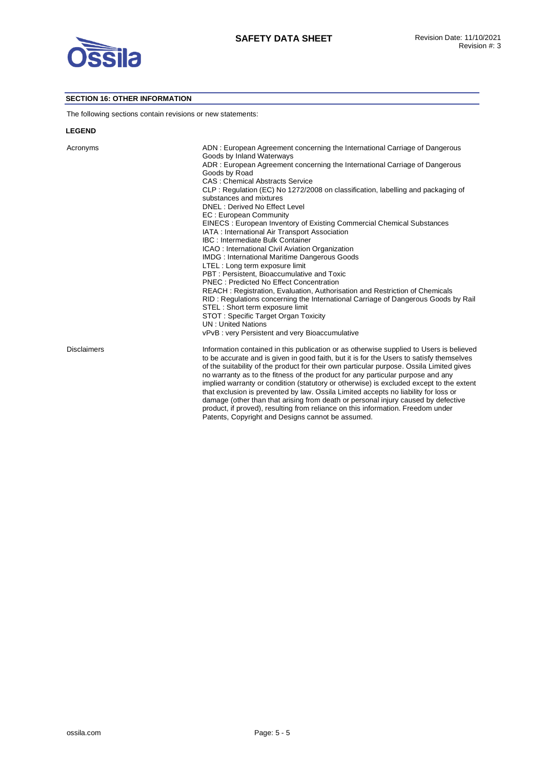## SECTION 16: OTHER INFORMATION

The following sections contain revisions or new statements:

### LEGEND

| | |
|---|---|
| Acronyms | ADN : European Agreement concerning the International Carriage of Dangerous Goods by Inland Waterways<br>ADR : European Agreement concerning the International Carriage of Dangerous Goods by Road<br>CAS : Chemical Abstracts Service<br>CLP : Regulation (EC) No 1272/2008 on classification, labelling and packaging of substances and mixtures<br>DNEL : Derived No Effect Level<br>EC : European Community<br>EINECS : European Inventory of Existing Commercial Chemical Substances<br>IATA : International Air Transport Association<br>IBC : Intermediate Bulk Container<br>ICAO : International Civil Aviation Organization<br>IMDG : International Maritime Dangerous Goods<br>LTEL : Long term exposure limit<br>PBT : Persistent, Bioaccumulative and Toxic<br>PNEC : Predicted No Effect Concentration<br>REACH : Registration, Evaluation, Authorisation and Restriction of Chemicals<br>RID : Regulations concerning the International Carriage of Dangerous Goods by Rail<br>STEL : Short term exposure limit<br>STOT : Specific Target Organ Toxicity<br>UN : United Nations<br>vPvB : very Persistent and very Bioaccumulative |
| Disclaimers | Information contained in this publication or as otherwise supplied to Users is believed to be accurate and is given in good faith, but it is for the Users to satisfy themselves of the suitability of the product for their own particular purpose. Ossila Limited gives no warranty as to the fitness of the product for any particular purpose and any implied warranty or condition (statutory or otherwise) is excluded except to the extent that exclusion is prevented by law. Ossila Limited accepts no liability for loss or damage (other than that arising from death or personal injury caused by defective product, if proved), resulting from reliance on this information. Freedom under Patents, Copyright and Designs cannot be assumed. |